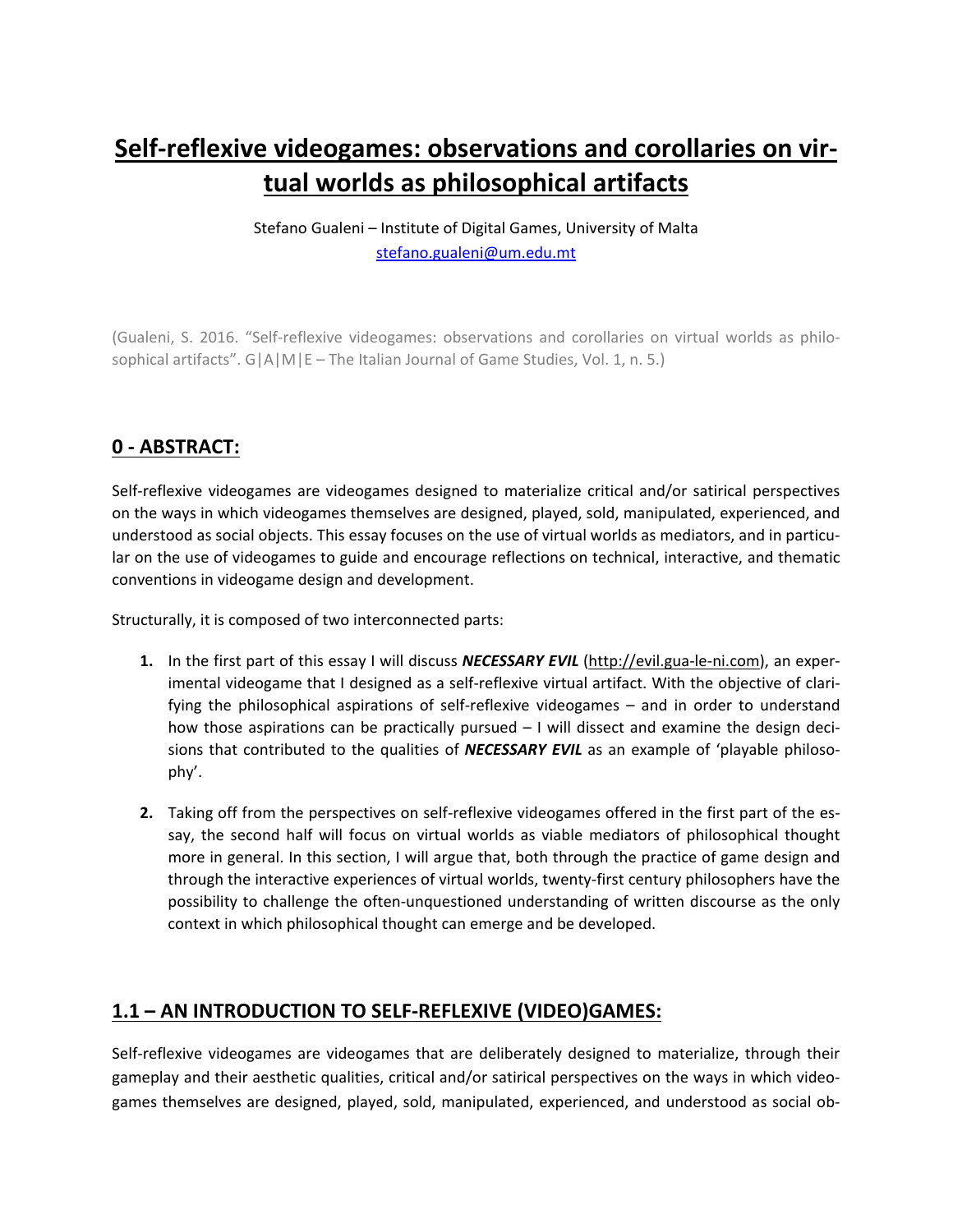# Self-reflexive videogames: observations and corollaries on virtual worlds as philosophical artifacts

Stefano Gualeni – Institute of Digital Games, University of Malta
stefano.gualeni@um.edu.mt

(Gualeni, S. 2016. "Self-reflexive videogames: observations and corollaries on virtual worlds as philosophical artifacts". G|A|M|E – The Italian Journal of Game Studies, Vol. 1, n. 5.)

## 0 - ABSTRACT:

Self-reflexive videogames are videogames designed to materialize critical and/or satirical perspectives on the ways in which videogames themselves are designed, played, sold, manipulated, experienced, and understood as social objects. This essay focuses on the use of virtual worlds as mediators, and in particular on the use of videogames to guide and encourage reflections on technical, interactive, and thematic conventions in videogame design and development.

Structurally, it is composed of two interconnected parts:

1. In the first part of this essay I will discuss ***NECESSARY EVIL*** (http://evil.gua-le-ni.com), an experimental videogame that I designed as a self-reflexive virtual artifact. With the objective of clarifying the philosophical aspirations of self-reflexive videogames – and in order to understand how those aspirations can be practically pursued – I will dissect and examine the design decisions that contributed to the qualities of ***NECESSARY EVIL*** as an example of 'playable philosophy'.

2. Taking off from the perspectives on self-reflexive videogames offered in the first part of the essay, the second half will focus on virtual worlds as viable mediators of philosophical thought more in general. In this section, I will argue that, both through the practice of game design and through the interactive experiences of virtual worlds, twenty-first century philosophers have the possibility to challenge the often-unquestioned understanding of written discourse as the only context in which philosophical thought can emerge and be developed.

## 1.1 – AN INTRODUCTION TO SELF-REFLEXIVE (VIDEO)GAMES:

Self-reflexive videogames are videogames that are deliberately designed to materialize, through their gameplay and their aesthetic qualities, critical and/or satirical perspectives on the ways in which videogames themselves are designed, played, sold, manipulated, experienced, and understood as social ob-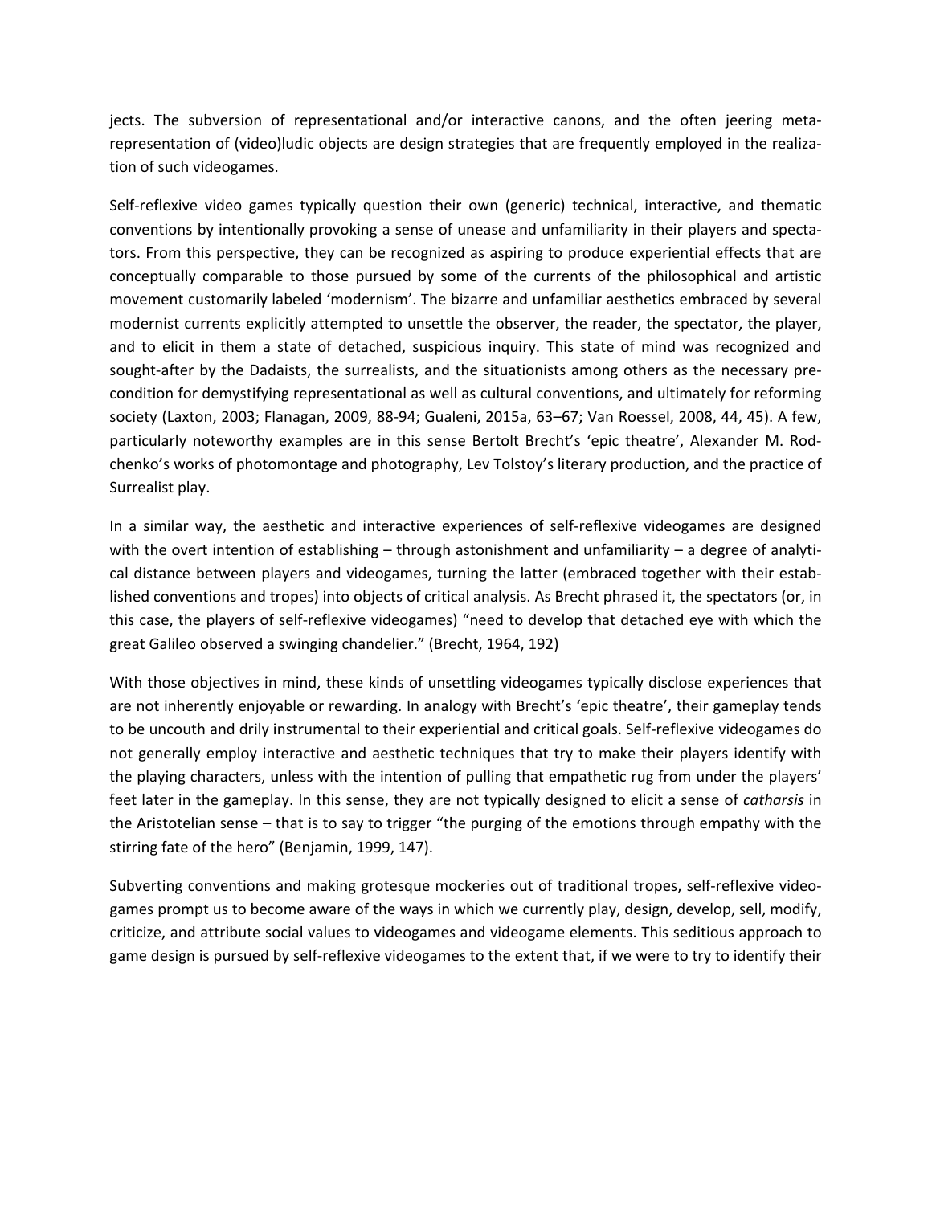jects. The subversion of representational and/or interactive canons, and the often jeering meta-representation of (video)ludic objects are design strategies that are frequently employed in the realization of such videogames.

Self-reflexive video games typically question their own (generic) technical, interactive, and thematic conventions by intentionally provoking a sense of unease and unfamiliarity in their players and spectators. From this perspective, they can be recognized as aspiring to produce experiential effects that are conceptually comparable to those pursued by some of the currents of the philosophical and artistic movement customarily labeled 'modernism'. The bizarre and unfamiliar aesthetics embraced by several modernist currents explicitly attempted to unsettle the observer, the reader, the spectator, the player, and to elicit in them a state of detached, suspicious inquiry. This state of mind was recognized and sought-after by the Dadaists, the surrealists, and the situationists among others as the necessary precondition for demystifying representational as well as cultural conventions, and ultimately for reforming society (Laxton, 2003; Flanagan, 2009, 88-94; Gualeni, 2015a, 63–67; Van Roessel, 2008, 44, 45). A few, particularly noteworthy examples are in this sense Bertolt Brecht's 'epic theatre', Alexander M. Rodchenko's works of photomontage and photography, Lev Tolstoy's literary production, and the practice of Surrealist play.

In a similar way, the aesthetic and interactive experiences of self-reflexive videogames are designed with the overt intention of establishing – through astonishment and unfamiliarity – a degree of analytical distance between players and videogames, turning the latter (embraced together with their established conventions and tropes) into objects of critical analysis. As Brecht phrased it, the spectators (or, in this case, the players of self-reflexive videogames) "need to develop that detached eye with which the great Galileo observed a swinging chandelier." (Brecht, 1964, 192)

With those objectives in mind, these kinds of unsettling videogames typically disclose experiences that are not inherently enjoyable or rewarding. In analogy with Brecht's 'epic theatre', their gameplay tends to be uncouth and drily instrumental to their experiential and critical goals. Self-reflexive videogames do not generally employ interactive and aesthetic techniques that try to make their players identify with the playing characters, unless with the intention of pulling that empathetic rug from under the players' feet later in the gameplay. In this sense, they are not typically designed to elicit a sense of *catharsis* in the Aristotelian sense – that is to say to trigger "the purging of the emotions through empathy with the stirring fate of the hero" (Benjamin, 1999, 147).

Subverting conventions and making grotesque mockeries out of traditional tropes, self-reflexive videogames prompt us to become aware of the ways in which we currently play, design, develop, sell, modify, criticize, and attribute social values to videogames and videogame elements. This seditious approach to game design is pursued by self-reflexive videogames to the extent that, if we were to try to identify their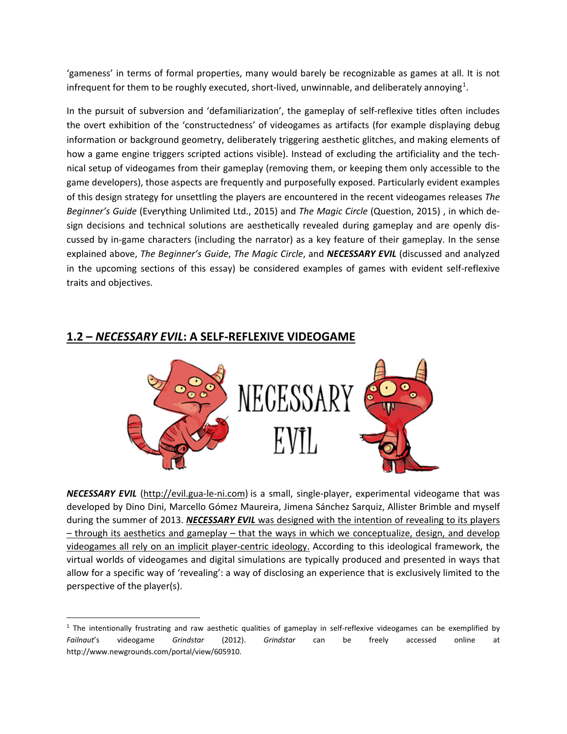'gameness' in terms of formal properties, many would barely be recognizable as games at all. It is not infrequent for them to be roughly executed, short-lived, unwinnable, and deliberately annoying[1].

In the pursuit of subversion and 'defamiliarization', the gameplay of self-reflexive titles often includes the overt exhibition of the 'constructedness' of videogames as artifacts (for example displaying debug information or background geometry, deliberately triggering aesthetic glitches, and making elements of how a game engine triggers scripted actions visible). Instead of excluding the artificiality and the technical setup of videogames from their gameplay (removing them, or keeping them only accessible to the game developers), those aspects are frequently and purposefully exposed. Particularly evident examples of this design strategy for unsettling the players are encountered in the recent videogames releases *The Beginner's Guide* (Everything Unlimited Ltd., 2015) and *The Magic Circle* (Question, 2015) , in which design decisions and technical solutions are aesthetically revealed during gameplay and are openly discussed by in-game characters (including the narrator) as a key feature of their gameplay. In the sense explained above, *The Beginner's Guide*, *The Magic Circle*, and ***NECESSARY EVIL*** (discussed and analyzed in the upcoming sections of this essay) be considered examples of games with evident self-reflexive traits and objectives.

## 1.2 – *NECESSARY EVIL*: A SELF-REFLEXIVE VIDEOGAME

NECESSARY EVIL

***NECESSARY EVIL*** (http://evil.gua-le-ni.com) is a small, single-player, experimental videogame that was developed by Dino Dini, Marcello Gómez Maureira, Jimena Sánchez Sarquiz, Allister Brimble and myself during the summer of 2013. ***NECESSARY EVIL*** was designed with the intention of revealing to its players – through its aesthetics and gameplay – that the ways in which we conceptualize, design, and develop videogames all rely on an implicit player-centric ideology. According to this ideological framework, the virtual worlds of videogames and digital simulations are typically produced and presented in ways that allow for a specific way of 'revealing': a way of disclosing an experience that is exclusively limited to the perspective of the player(s).

[1] The intentionally frustrating and raw aesthetic qualities of gameplay in self-reflexive videogames can be exemplified by *Failnaut*'s videogame *Grindstar* (2012). *Grindstar* can be freely accessed online at http://www.newgrounds.com/portal/view/605910.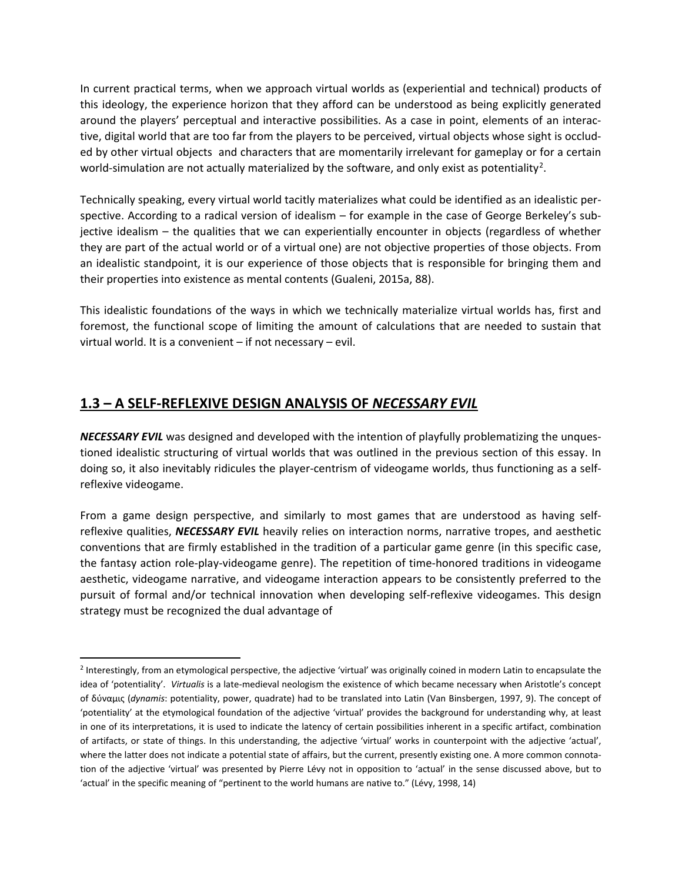In current practical terms, when we approach virtual worlds as (experiential and technical) products of this ideology, the experience horizon that they afford can be understood as being explicitly generated around the players' perceptual and interactive possibilities. As a case in point, elements of an interactive, digital world that are too far from the players to be perceived, virtual objects whose sight is occluded by other virtual objects and characters that are momentarily irrelevant for gameplay or for a certain world-simulation are not actually materialized by the software, and only exist as potentiality[2].

Technically speaking, every virtual world tacitly materializes what could be identified as an idealistic perspective. According to a radical version of idealism – for example in the case of George Berkeley's subjective idealism – the qualities that we can experientially encounter in objects (regardless of whether they are part of the actual world or of a virtual one) are not objective properties of those objects. From an idealistic standpoint, it is our experience of those objects that is responsible for bringing them and their properties into existence as mental contents (Gualeni, 2015a, 88).

This idealistic foundations of the ways in which we technically materialize virtual worlds has, first and foremost, the functional scope of limiting the amount of calculations that are needed to sustain that virtual world. It is a convenient – if not necessary – evil.

## 1.3 – A SELF-REFLEXIVE DESIGN ANALYSIS OF *NECESSARY EVIL*

***NECESSARY EVIL*** was designed and developed with the intention of playfully problematizing the unquestioned idealistic structuring of virtual worlds that was outlined in the previous section of this essay. In doing so, it also inevitably ridicules the player-centrism of videogame worlds, thus functioning as a self-reflexive videogame.

From a game design perspective, and similarly to most games that are understood as having self-reflexive qualities, ***NECESSARY EVIL*** heavily relies on interaction norms, narrative tropes, and aesthetic conventions that are firmly established in the tradition of a particular game genre (in this specific case, the fantasy action role-play-videogame genre). The repetition of time-honored traditions in videogame aesthetic, videogame narrative, and videogame interaction appears to be consistently preferred to the pursuit of formal and/or technical innovation when developing self-reflexive videogames. This design strategy must be recognized the dual advantage of

---

[2] Interestingly, from an etymological perspective, the adjective 'virtual' was originally coined in modern Latin to encapsulate the idea of 'potentiality'. *Virtualis* is a late-medieval neologism the existence of which became necessary when Aristotle's concept of δύναμις (*dynamis*: potentiality, power, quadrate) had to be translated into Latin (Van Binsbergen, 1997, 9). The concept of 'potentiality' at the etymological foundation of the adjective 'virtual' provides the background for understanding why, at least in one of its interpretations, it is used to indicate the latency of certain possibilities inherent in a specific artifact, combination of artifacts, or state of things. In this understanding, the adjective 'virtual' works in counterpoint with the adjective 'actual', where the latter does not indicate a potential state of affairs, but the current, presently existing one. A more common connotation of the adjective 'virtual' was presented by Pierre Lévy not in opposition to 'actual' in the sense discussed above, but to 'actual' in the specific meaning of "pertinent to the world humans are native to." (Lévy, 1998, 14)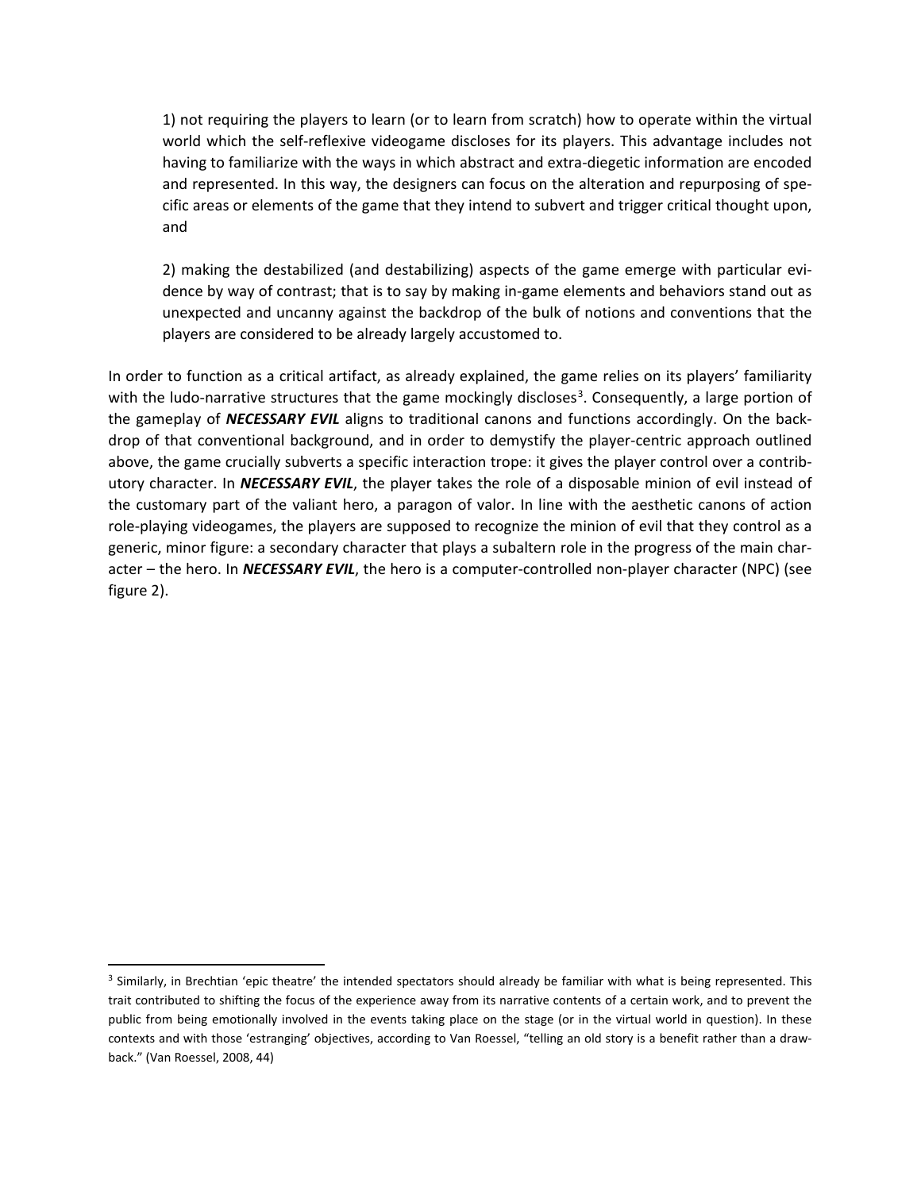1) not requiring the players to learn (or to learn from scratch) how to operate within the virtual world which the self-reflexive videogame discloses for its players. This advantage includes not having to familiarize with the ways in which abstract and extra-diegetic information are encoded and represented. In this way, the designers can focus on the alteration and repurposing of specific areas or elements of the game that they intend to subvert and trigger critical thought upon, and

2) making the destabilized (and destabilizing) aspects of the game emerge with particular evidence by way of contrast; that is to say by making in-game elements and behaviors stand out as unexpected and uncanny against the backdrop of the bulk of notions and conventions that the players are considered to be already largely accustomed to.

In order to function as a critical artifact, as already explained, the game relies on its players' familiarity with the ludo-narrative structures that the game mockingly discloses[3]. Consequently, a large portion of the gameplay of ***NECESSARY EVIL*** aligns to traditional canons and functions accordingly. On the backdrop of that conventional background, and in order to demystify the player-centric approach outlined above, the game crucially subverts a specific interaction trope: it gives the player control over a contributory character. In ***NECESSARY EVIL***, the player takes the role of a disposable minion of evil instead of the customary part of the valiant hero, a paragon of valor. In line with the aesthetic canons of action role-playing videogames, the players are supposed to recognize the minion of evil that they control as a generic, minor figure: a secondary character that plays a subaltern role in the progress of the main character – the hero. In ***NECESSARY EVIL***, the hero is a computer-controlled non-player character (NPC) (see figure 2).

---

[3] Similarly, in Brechtian 'epic theatre' the intended spectators should already be familiar with what is being represented. This trait contributed to shifting the focus of the experience away from its narrative contents of a certain work, and to prevent the public from being emotionally involved in the events taking place on the stage (or in the virtual world in question). In these contexts and with those 'estranging' objectives, according to Van Roessel, "telling an old story is a benefit rather than a drawback." (Van Roessel, 2008, 44)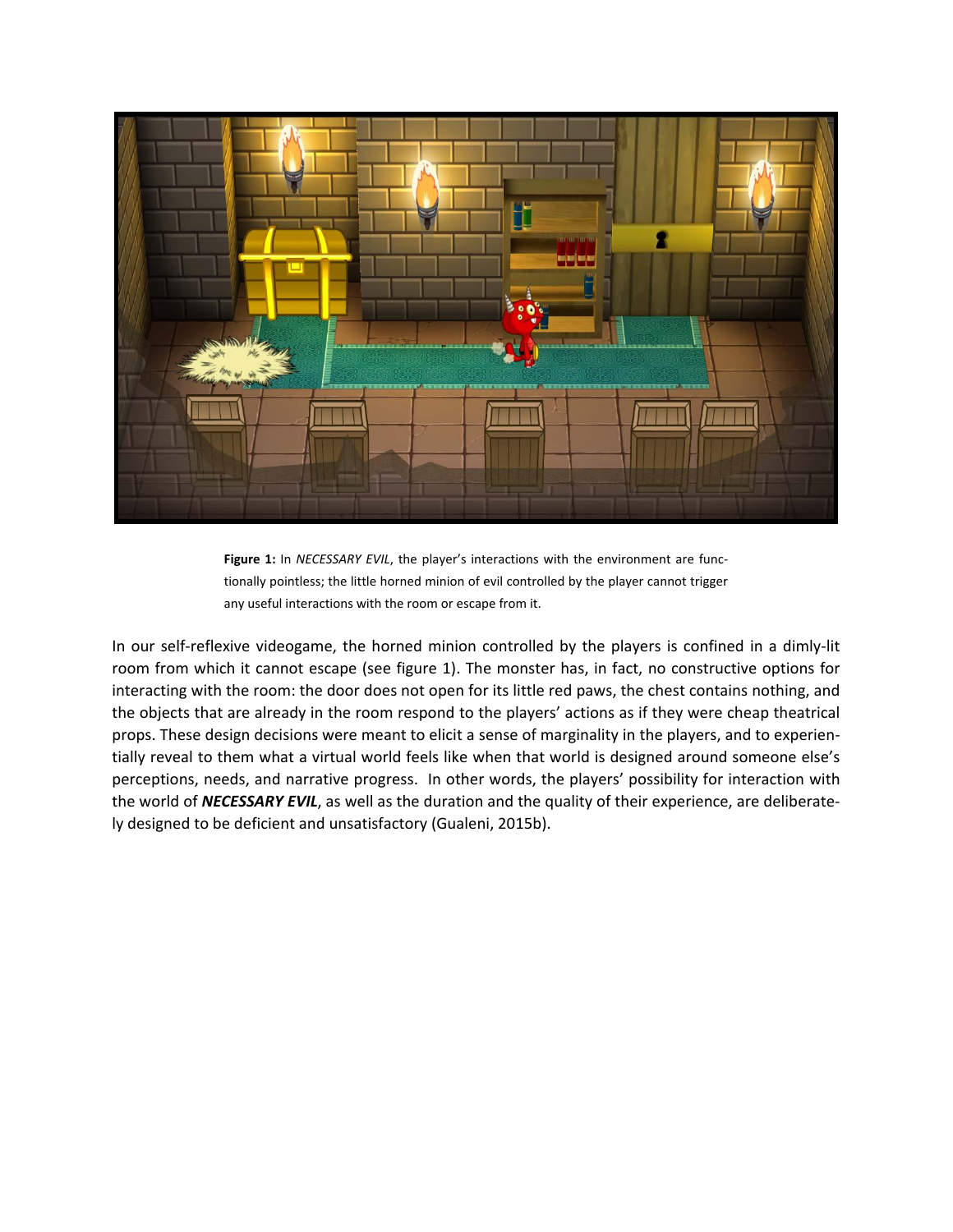**Figure 1:** In *NECESSARY EVIL*, the player's interactions with the environment are functionally pointless; the little horned minion of evil controlled by the player cannot trigger any useful interactions with the room or escape from it.

In our self-reflexive videogame, the horned minion controlled by the players is confined in a dimly-lit room from which it cannot escape (see figure 1). The monster has, in fact, no constructive options for interacting with the room: the door does not open for its little red paws, the chest contains nothing, and the objects that are already in the room respond to the players' actions as if they were cheap theatrical props. These design decisions were meant to elicit a sense of marginality in the players, and to experientially reveal to them what a virtual world feels like when that world is designed around someone else's perceptions, needs, and narrative progress. In other words, the players' possibility for interaction with the world of ***NECESSARY EVIL***, as well as the duration and the quality of their experience, are deliberately designed to be deficient and unsatisfactory (Gualeni, 2015b).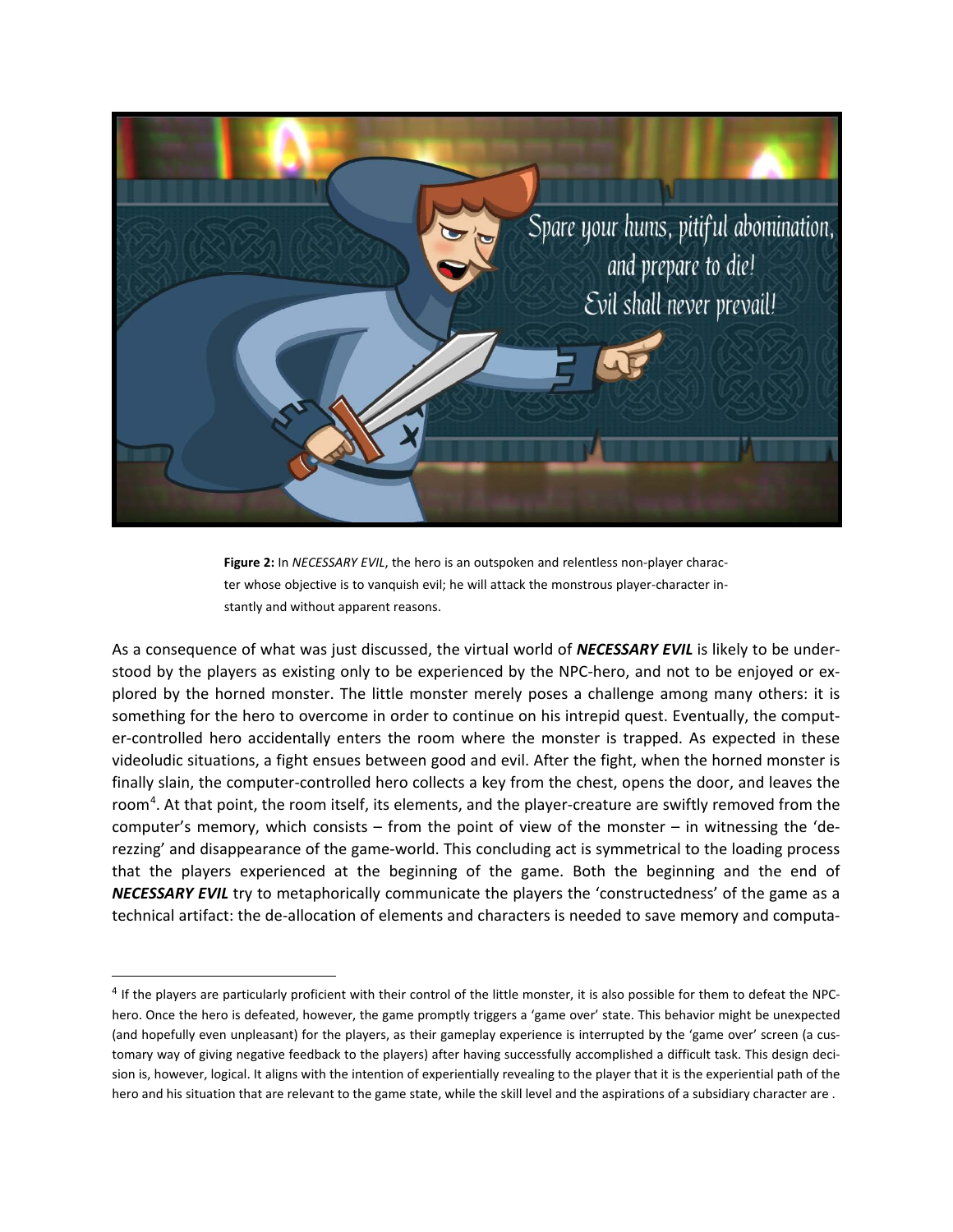**Figure 2:** In *NECESSARY EVIL*, the hero is an outspoken and relentless non-player character whose objective is to vanquish evil; he will attack the monstrous player-character instantly and without apparent reasons.

As a consequence of what was just discussed, the virtual world of ***NECESSARY EVIL*** is likely to be understood by the players as existing only to be experienced by the NPC-hero, and not to be enjoyed or explored by the horned monster. The little monster merely poses a challenge among many others: it is something for the hero to overcome in order to continue on his intrepid quest. Eventually, the computer-controlled hero accidentally enters the room where the monster is trapped. As expected in these videoludic situations, a fight ensues between good and evil. After the fight, when the horned monster is finally slain, the computer-controlled hero collects a key from the chest, opens the door, and leaves the room[4]. At that point, the room itself, its elements, and the player-creature are swiftly removed from the computer's memory, which consists – from the point of view of the monster – in witnessing the 'de-rezzing' and disappearance of the game-world. This concluding act is symmetrical to the loading process that the players experienced at the beginning of the game. Both the beginning and the end of ***NECESSARY EVIL*** try to metaphorically communicate the players the 'constructedness' of the game as a technical artifact: the de-allocation of elements and characters is needed to save memory and computa-

[4] If the players are particularly proficient with their control of the little monster, it is also possible for them to defeat the NPC-hero. Once the hero is defeated, however, the game promptly triggers a 'game over' state. This behavior might be unexpected (and hopefully even unpleasant) for the players, as their gameplay experience is interrupted by the 'game over' screen (a customary way of giving negative feedback to the players) after having successfully accomplished a difficult task. This design decision is, however, logical. It aligns with the intention of experientially revealing to the player that it is the experiential path of the hero and his situation that are relevant to the game state, while the skill level and the aspirations of a subsidiary character are .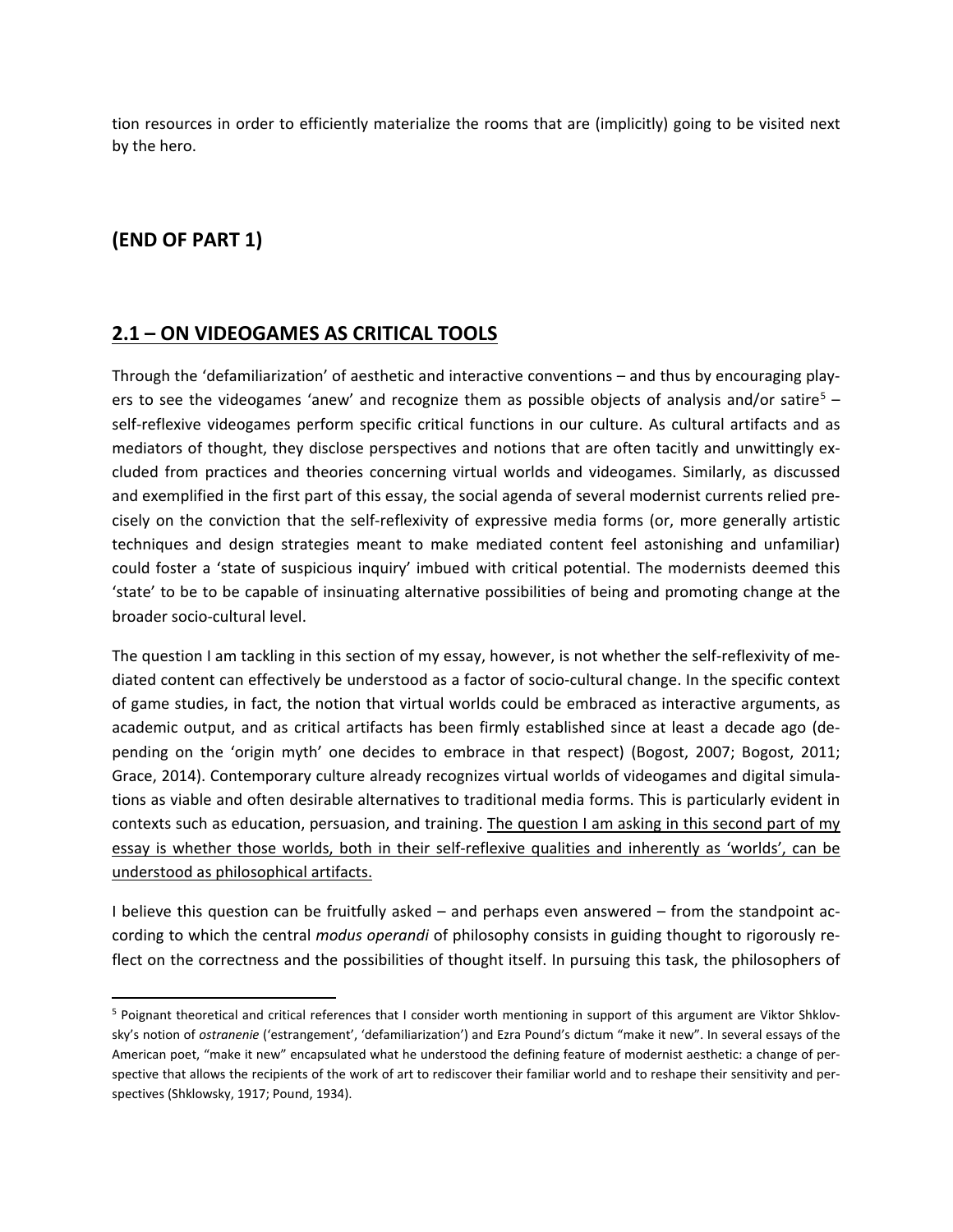tion resources in order to efficiently materialize the rooms that are (implicitly) going to be visited next by the hero.

## (END OF PART 1)

## 2.1 – ON VIDEOGAMES AS CRITICAL TOOLS

Through the 'defamiliarization' of aesthetic and interactive conventions – and thus by encouraging players to see the videogames 'anew' and recognize them as possible objects of analysis and/or satire[5] – self-reflexive videogames perform specific critical functions in our culture. As cultural artifacts and as mediators of thought, they disclose perspectives and notions that are often tacitly and unwittingly excluded from practices and theories concerning virtual worlds and videogames. Similarly, as discussed and exemplified in the first part of this essay, the social agenda of several modernist currents relied precisely on the conviction that the self-reflexivity of expressive media forms (or, more generally artistic techniques and design strategies meant to make mediated content feel astonishing and unfamiliar) could foster a 'state of suspicious inquiry' imbued with critical potential. The modernists deemed this 'state' to be to be capable of insinuating alternative possibilities of being and promoting change at the broader socio-cultural level.

The question I am tackling in this section of my essay, however, is not whether the self-reflexivity of mediated content can effectively be understood as a factor of socio-cultural change. In the specific context of game studies, in fact, the notion that virtual worlds could be embraced as interactive arguments, as academic output, and as critical artifacts has been firmly established since at least a decade ago (depending on the 'origin myth' one decides to embrace in that respect) (Bogost, 2007; Bogost, 2011; Grace, 2014). Contemporary culture already recognizes virtual worlds of videogames and digital simulations as viable and often desirable alternatives to traditional media forms. This is particularly evident in contexts such as education, persuasion, and training. <u>The question I am asking in this second part of my essay is whether those worlds, both in their self-reflexive qualities and inherently as 'worlds', can be understood as philosophical artifacts.</u>

I believe this question can be fruitfully asked – and perhaps even answered – from the standpoint according to which the central *modus operandi* of philosophy consists in guiding thought to rigorously reflect on the correctness and the possibilities of thought itself. In pursuing this task, the philosophers of

---

[5] Poignant theoretical and critical references that I consider worth mentioning in support of this argument are Viktor Shklovsky's notion of *ostranenie* ('estrangement', 'defamiliarization') and Ezra Pound's dictum "make it new". In several essays of the American poet, "make it new" encapsulated what he understood the defining feature of modernist aesthetic: a change of perspective that allows the recipients of the work of art to rediscover their familiar world and to reshape their sensitivity and perspectives (Shklowsky, 1917; Pound, 1934).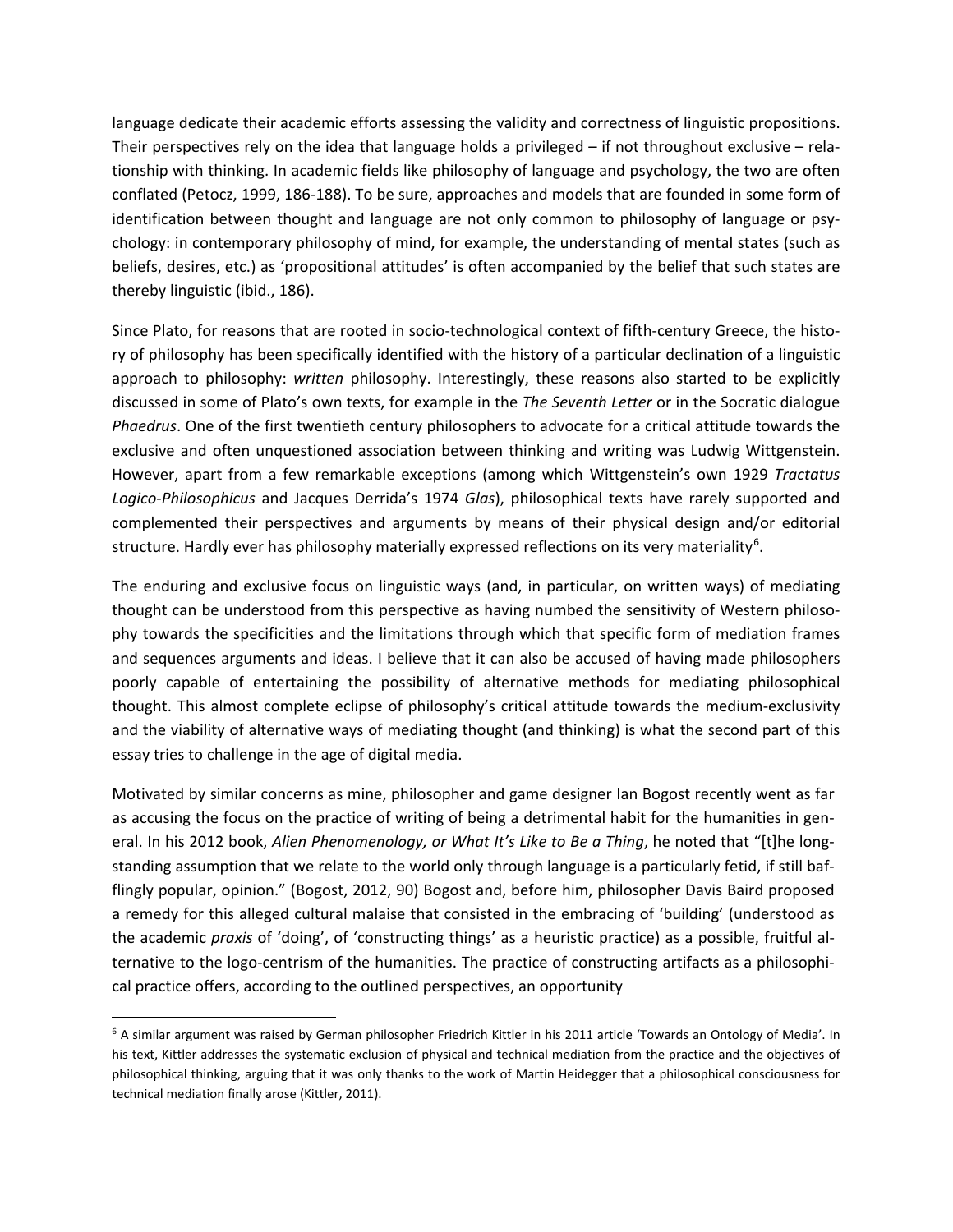language dedicate their academic efforts assessing the validity and correctness of linguistic propositions. Their perspectives rely on the idea that language holds a privileged – if not throughout exclusive – relationship with thinking. In academic fields like philosophy of language and psychology, the two are often conflated (Petocz, 1999, 186-188). To be sure, approaches and models that are founded in some form of identification between thought and language are not only common to philosophy of language or psychology: in contemporary philosophy of mind, for example, the understanding of mental states (such as beliefs, desires, etc.) as 'propositional attitudes' is often accompanied by the belief that such states are thereby linguistic (ibid., 186).

Since Plato, for reasons that are rooted in socio-technological context of fifth-century Greece, the history of philosophy has been specifically identified with the history of a particular declination of a linguistic approach to philosophy: *written* philosophy. Interestingly, these reasons also started to be explicitly discussed in some of Plato's own texts, for example in the *The Seventh Letter* or in the Socratic dialogue *Phaedrus*. One of the first twentieth century philosophers to advocate for a critical attitude towards the exclusive and often unquestioned association between thinking and writing was Ludwig Wittgenstein. However, apart from a few remarkable exceptions (among which Wittgenstein's own 1929 *Tractatus Logico-Philosophicus* and Jacques Derrida's 1974 *Glas*), philosophical texts have rarely supported and complemented their perspectives and arguments by means of their physical design and/or editorial structure. Hardly ever has philosophy materially expressed reflections on its very materiality[6].

The enduring and exclusive focus on linguistic ways (and, in particular, on written ways) of mediating thought can be understood from this perspective as having numbed the sensitivity of Western philosophy towards the specificities and the limitations through which that specific form of mediation frames and sequences arguments and ideas. I believe that it can also be accused of having made philosophers poorly capable of entertaining the possibility of alternative methods for mediating philosophical thought. This almost complete eclipse of philosophy's critical attitude towards the medium-exclusivity and the viability of alternative ways of mediating thought (and thinking) is what the second part of this essay tries to challenge in the age of digital media.

Motivated by similar concerns as mine, philosopher and game designer Ian Bogost recently went as far as accusing the focus on the practice of writing of being a detrimental habit for the humanities in general. In his 2012 book, *Alien Phenomenology, or What It's Like to Be a Thing*, he noted that "[t]he longstanding assumption that we relate to the world only through language is a particularly fetid, if still bafflingly popular, opinion." (Bogost, 2012, 90) Bogost and, before him, philosopher Davis Baird proposed a remedy for this alleged cultural malaise that consisted in the embracing of 'building' (understood as the academic *praxis* of 'doing', of 'constructing things' as a heuristic practice) as a possible, fruitful alternative to the logo-centrism of the humanities. The practice of constructing artifacts as a philosophical practice offers, according to the outlined perspectives, an opportunity

[6] A similar argument was raised by German philosopher Friedrich Kittler in his 2011 article 'Towards an Ontology of Media'. In his text, Kittler addresses the systematic exclusion of physical and technical mediation from the practice and the objectives of philosophical thinking, arguing that it was only thanks to the work of Martin Heidegger that a philosophical consciousness for technical mediation finally arose (Kittler, 2011).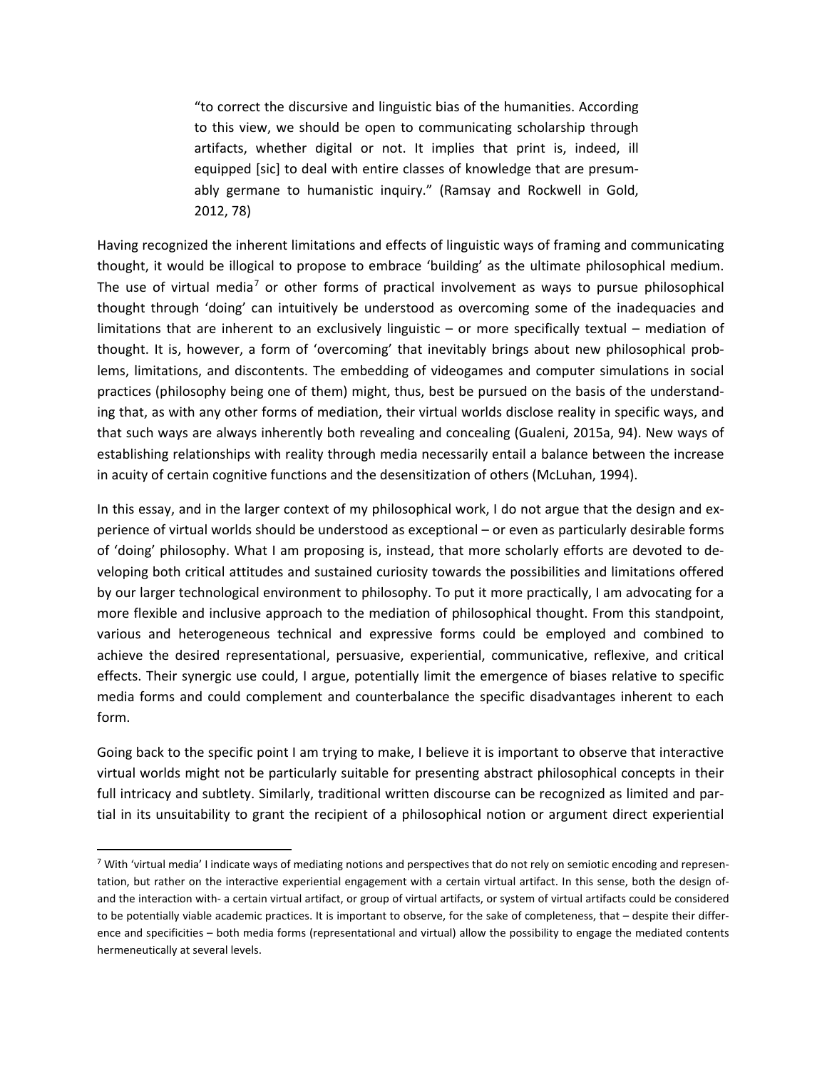> "to correct the discursive and linguistic bias of the humanities. According to this view, we should be open to communicating scholarship through artifacts, whether digital or not. It implies that print is, indeed, ill equipped [sic] to deal with entire classes of knowledge that are presumably germane to humanistic inquiry." (Ramsay and Rockwell in Gold, 2012, 78)

Having recognized the inherent limitations and effects of linguistic ways of framing and communicating thought, it would be illogical to propose to embrace 'building' as the ultimate philosophical medium. The use of virtual media[7] or other forms of practical involvement as ways to pursue philosophical thought through 'doing' can intuitively be understood as overcoming some of the inadequacies and limitations that are inherent to an exclusively linguistic – or more specifically textual – mediation of thought. It is, however, a form of 'overcoming' that inevitably brings about new philosophical problems, limitations, and discontents. The embedding of videogames and computer simulations in social practices (philosophy being one of them) might, thus, best be pursued on the basis of the understanding that, as with any other forms of mediation, their virtual worlds disclose reality in specific ways, and that such ways are always inherently both revealing and concealing (Gualeni, 2015a, 94). New ways of establishing relationships with reality through media necessarily entail a balance between the increase in acuity of certain cognitive functions and the desensitization of others (McLuhan, 1994).

In this essay, and in the larger context of my philosophical work, I do not argue that the design and experience of virtual worlds should be understood as exceptional – or even as particularly desirable forms of 'doing' philosophy. What I am proposing is, instead, that more scholarly efforts are devoted to developing both critical attitudes and sustained curiosity towards the possibilities and limitations offered by our larger technological environment to philosophy. To put it more practically, I am advocating for a more flexible and inclusive approach to the mediation of philosophical thought. From this standpoint, various and heterogeneous technical and expressive forms could be employed and combined to achieve the desired representational, persuasive, experiential, communicative, reflexive, and critical effects. Their synergic use could, I argue, potentially limit the emergence of biases relative to specific media forms and could complement and counterbalance the specific disadvantages inherent to each form.

Going back to the specific point I am trying to make, I believe it is important to observe that interactive virtual worlds might not be particularly suitable for presenting abstract philosophical concepts in their full intricacy and subtlety. Similarly, traditional written discourse can be recognized as limited and partial in its unsuitability to grant the recipient of a philosophical notion or argument direct experiential

---

[7] With 'virtual media' I indicate ways of mediating notions and perspectives that do not rely on semiotic encoding and representation, but rather on the interactive experiential engagement with a certain virtual artifact. In this sense, both the design of- and the interaction with- a certain virtual artifact, or group of virtual artifacts, or system of virtual artifacts could be considered to be potentially viable academic practices. It is important to observe, for the sake of completeness, that – despite their difference and specificities – both media forms (representational and virtual) allow the possibility to engage the mediated contents hermeneutically at several levels.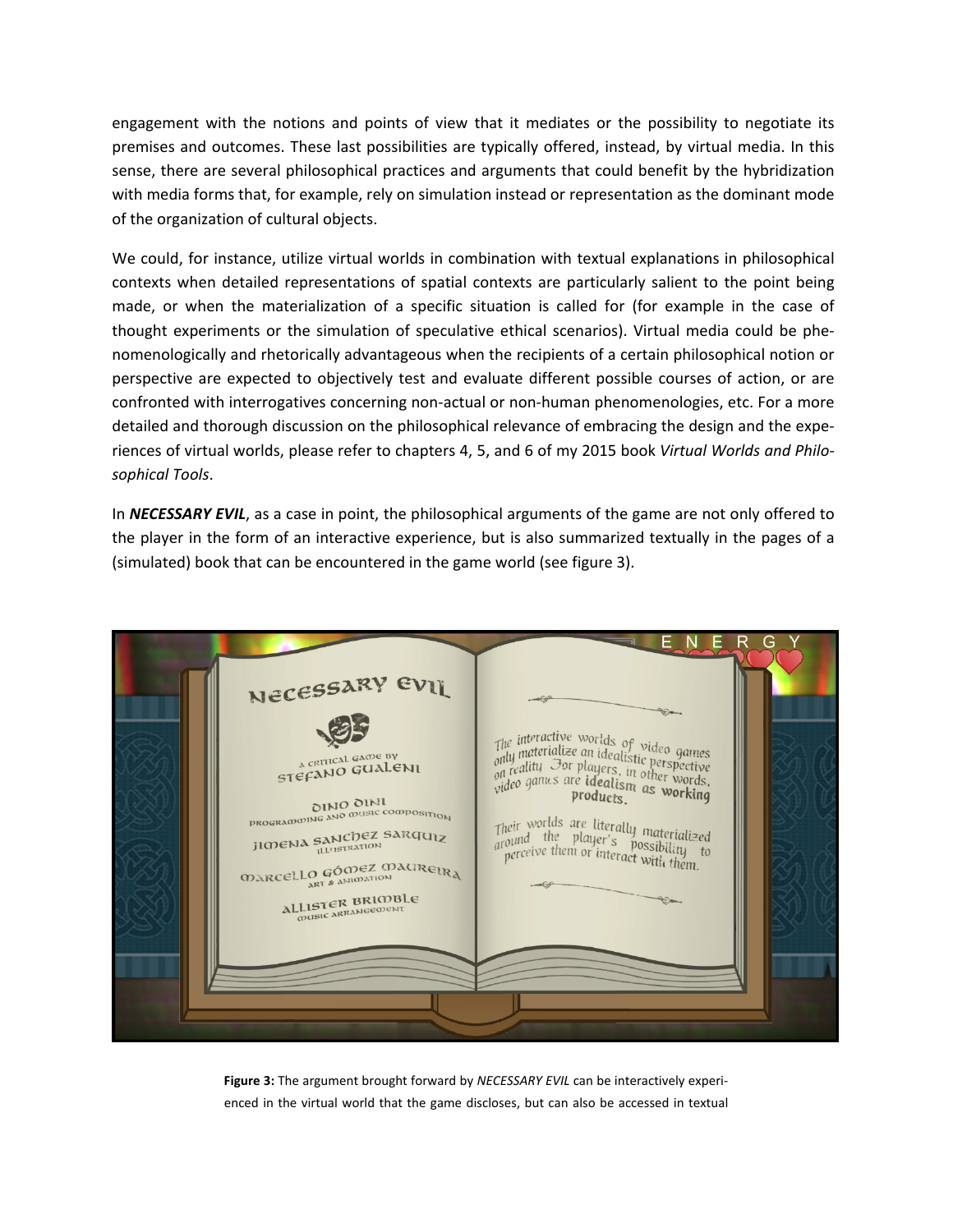engagement with the notions and points of view that it mediates or the possibility to negotiate its premises and outcomes. These last possibilities are typically offered, instead, by virtual media. In this sense, there are several philosophical practices and arguments that could benefit by the hybridization with media forms that, for example, rely on simulation instead or representation as the dominant mode of the organization of cultural objects.

We could, for instance, utilize virtual worlds in combination with textual explanations in philosophical contexts when detailed representations of spatial contexts are particularly salient to the point being made, or when the materialization of a specific situation is called for (for example in the case of thought experiments or the simulation of speculative ethical scenarios). Virtual media could be phenomenologically and rhetorically advantageous when the recipients of a certain philosophical notion or perspective are expected to objectively test and evaluate different possible courses of action, or are confronted with interrogatives concerning non-actual or non-human phenomenologies, etc. For a more detailed and thorough discussion on the philosophical relevance of embracing the design and the experiences of virtual worlds, please refer to chapters 4, 5, and 6 of my 2015 book *Virtual Worlds and Philosophical Tools*.

In ***NECESSARY EVIL***, as a case in point, the philosophical arguments of the game are not only offered to the player in the form of an interactive experience, but is also summarized textually in the pages of a (simulated) book that can be encountered in the game world (see figure 3).

**Figure 3:** The argument brought forward by *NECESSARY EVIL* can be interactively experienced in the virtual world that the game discloses, but can also be accessed in textual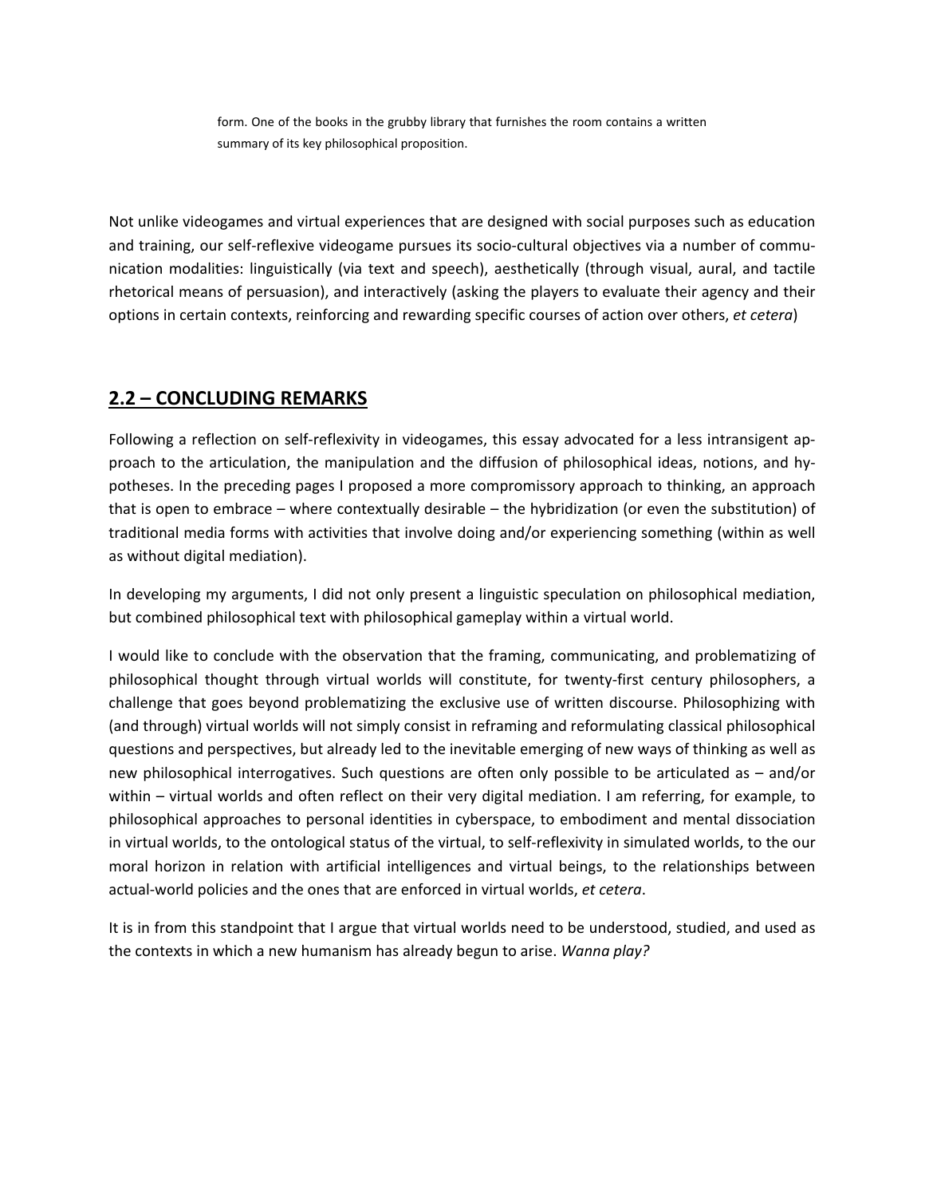form. One of the books in the grubby library that furnishes the room contains a written summary of its key philosophical proposition.

Not unlike videogames and virtual experiences that are designed with social purposes such as education and training, our self-reflexive videogame pursues its socio-cultural objectives via a number of communication modalities: linguistically (via text and speech), aesthetically (through visual, aural, and tactile rhetorical means of persuasion), and interactively (asking the players to evaluate their agency and their options in certain contexts, reinforcing and rewarding specific courses of action over others, *et cetera*)

## 2.2 – CONCLUDING REMARKS

Following a reflection on self-reflexivity in videogames, this essay advocated for a less intransigent approach to the articulation, the manipulation and the diffusion of philosophical ideas, notions, and hypotheses. In the preceding pages I proposed a more compromissory approach to thinking, an approach that is open to embrace – where contextually desirable – the hybridization (or even the substitution) of traditional media forms with activities that involve doing and/or experiencing something (within as well as without digital mediation).

In developing my arguments, I did not only present a linguistic speculation on philosophical mediation, but combined philosophical text with philosophical gameplay within a virtual world.

I would like to conclude with the observation that the framing, communicating, and problematizing of philosophical thought through virtual worlds will constitute, for twenty-first century philosophers, a challenge that goes beyond problematizing the exclusive use of written discourse. Philosophizing with (and through) virtual worlds will not simply consist in reframing and reformulating classical philosophical questions and perspectives, but already led to the inevitable emerging of new ways of thinking as well as new philosophical interrogatives. Such questions are often only possible to be articulated as – and/or within – virtual worlds and often reflect on their very digital mediation. I am referring, for example, to philosophical approaches to personal identities in cyberspace, to embodiment and mental dissociation in virtual worlds, to the ontological status of the virtual, to self-reflexivity in simulated worlds, to the our moral horizon in relation with artificial intelligences and virtual beings, to the relationships between actual-world policies and the ones that are enforced in virtual worlds, *et cetera*.

It is in from this standpoint that I argue that virtual worlds need to be understood, studied, and used as the contexts in which a new humanism has already begun to arise. *Wanna play?*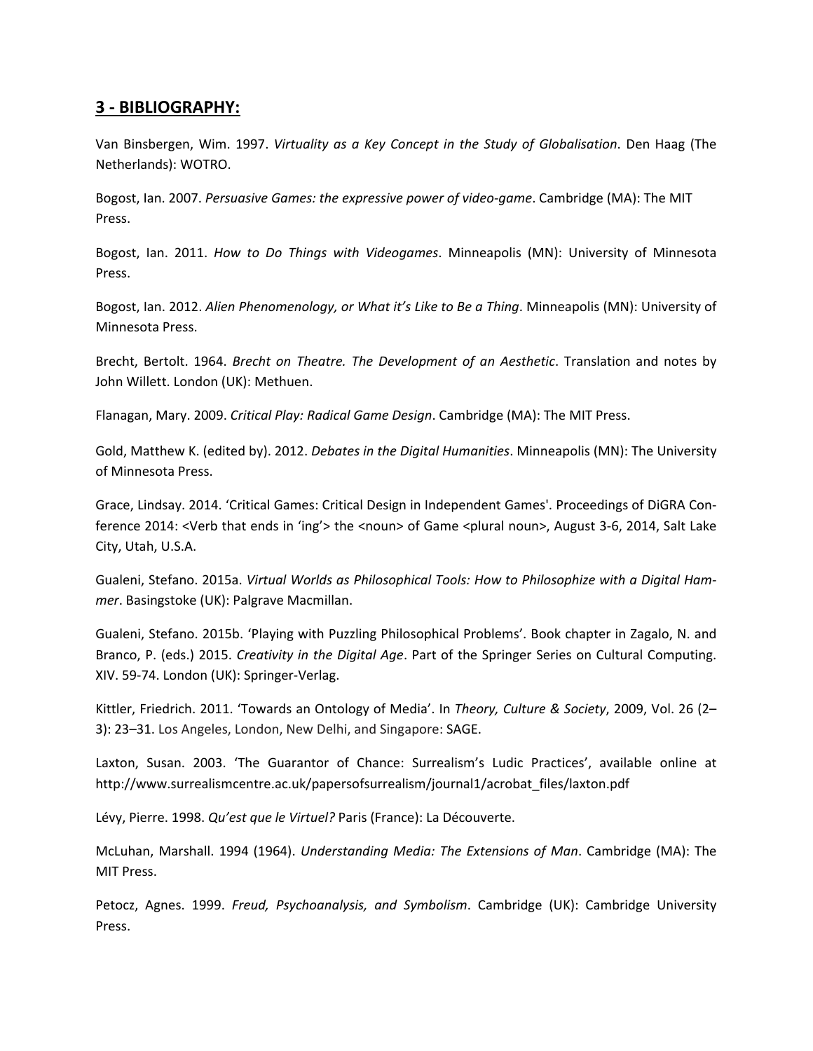## 3 - BIBLIOGRAPHY:

Van Binsbergen, Wim. 1997. *Virtuality as a Key Concept in the Study of Globalisation*. Den Haag (The Netherlands): WOTRO.

Bogost, Ian. 2007. *Persuasive Games: the expressive power of video-game*. Cambridge (MA): The MIT Press.

Bogost, Ian. 2011. *How to Do Things with Videogames*. Minneapolis (MN): University of Minnesota Press.

Bogost, Ian. 2012. *Alien Phenomenology, or What it's Like to Be a Thing*. Minneapolis (MN): University of Minnesota Press.

Brecht, Bertolt. 1964. *Brecht on Theatre. The Development of an Aesthetic*. Translation and notes by John Willett. London (UK): Methuen.

Flanagan, Mary. 2009. *Critical Play: Radical Game Design*. Cambridge (MA): The MIT Press.

Gold, Matthew K. (edited by). 2012. *Debates in the Digital Humanities*. Minneapolis (MN): The University of Minnesota Press.

Grace, Lindsay. 2014. 'Critical Games: Critical Design in Independent Games'. Proceedings of DiGRA Conference 2014: <Verb that ends in 'ing'> the <noun> of Game <plural noun>, August 3-6, 2014, Salt Lake City, Utah, U.S.A.

Gualeni, Stefano. 2015a. *Virtual Worlds as Philosophical Tools: How to Philosophize with a Digital Hammer*. Basingstoke (UK): Palgrave Macmillan.

Gualeni, Stefano. 2015b. 'Playing with Puzzling Philosophical Problems'. Book chapter in Zagalo, N. and Branco, P. (eds.) 2015. *Creativity in the Digital Age*. Part of the Springer Series on Cultural Computing. XIV. 59-74. London (UK): Springer-Verlag.

Kittler, Friedrich. 2011. 'Towards an Ontology of Media'. In *Theory, Culture & Society*, 2009, Vol. 26 (2–3): 23–31. Los Angeles, London, New Delhi, and Singapore: SAGE.

Laxton, Susan. 2003. 'The Guarantor of Chance: Surrealism's Ludic Practices', available online at http://www.surrealismcentre.ac.uk/papersofsurrealism/journal1/acrobat_files/laxton.pdf

Lévy, Pierre. 1998. *Qu'est que le Virtuel?* Paris (France): La Découverte.

McLuhan, Marshall. 1994 (1964). *Understanding Media: The Extensions of Man*. Cambridge (MA): The MIT Press.

Petocz, Agnes. 1999. *Freud, Psychoanalysis, and Symbolism*. Cambridge (UK): Cambridge University Press.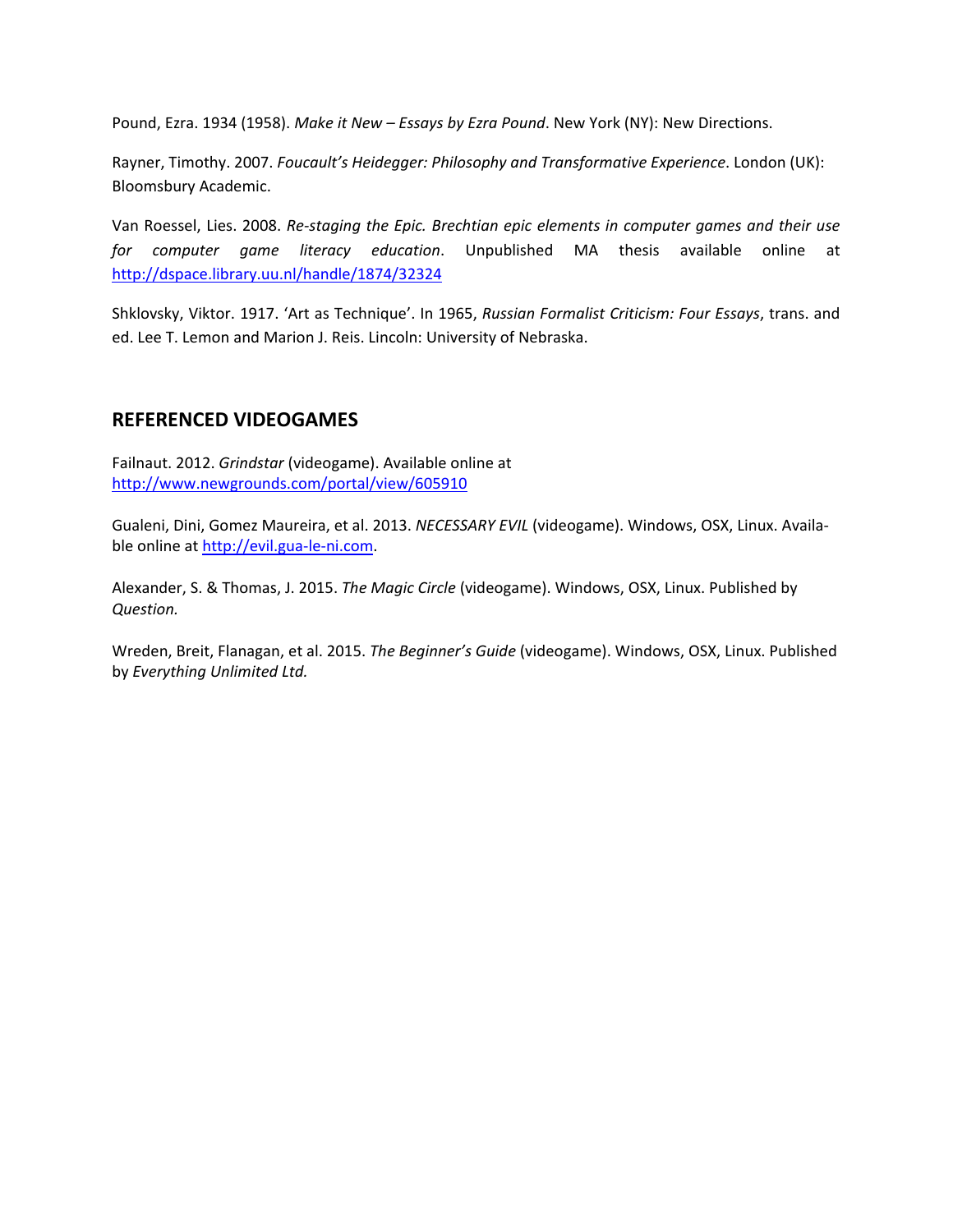Pound, Ezra. 1934 (1958). *Make it New – Essays by Ezra Pound*. New York (NY): New Directions.

Rayner, Timothy. 2007. *Foucault's Heidegger: Philosophy and Transformative Experience*. London (UK): Bloomsbury Academic.

Van Roessel, Lies. 2008. *Re-staging the Epic. Brechtian epic elements in computer games and their use for computer game literacy education*. Unpublished MA thesis available online at http://dspace.library.uu.nl/handle/1874/32324

Shklovsky, Viktor. 1917. 'Art as Technique'. In 1965, *Russian Formalist Criticism: Four Essays*, trans. and ed. Lee T. Lemon and Marion J. Reis. Lincoln: University of Nebraska.

## REFERENCED VIDEOGAMES

Failnaut. 2012. *Grindstar* (videogame). Available online at http://www.newgrounds.com/portal/view/605910

Gualeni, Dini, Gomez Maureira, et al. 2013. *NECESSARY EVIL* (videogame). Windows, OSX, Linux. Available online at http://evil.gua-le-ni.com.

Alexander, S. & Thomas, J. 2015. *The Magic Circle* (videogame). Windows, OSX, Linux. Published by *Question.*

Wreden, Breit, Flanagan, et al. 2015. *The Beginner's Guide* (videogame). Windows, OSX, Linux. Published by *Everything Unlimited Ltd.*